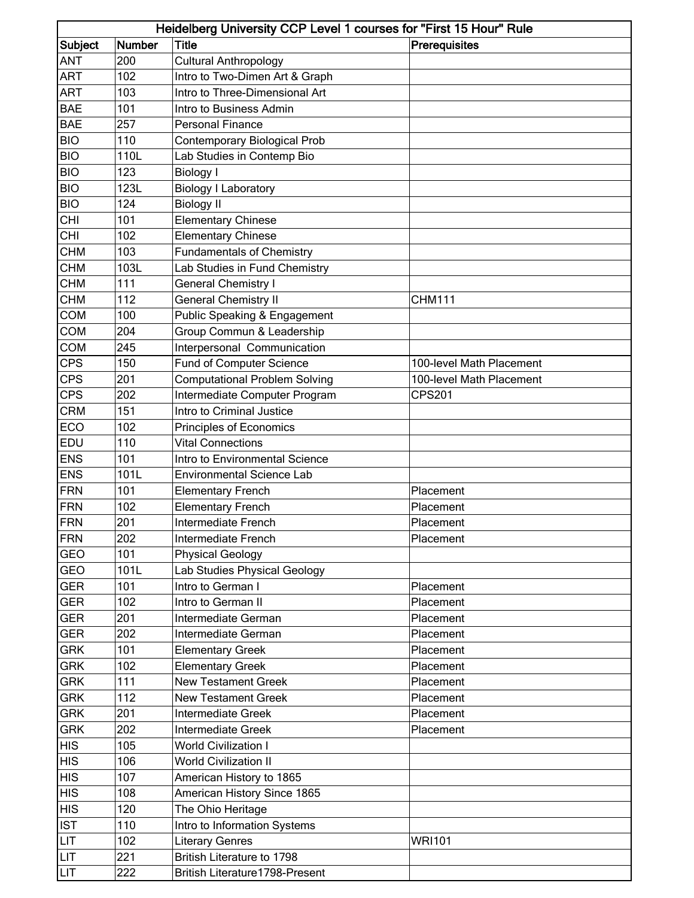# Heidelberg University CCP Level 1 courses for "First 15 Hour" Rule

| Subject | Number | Title | Prerequisites |
|---|---|---|---|
| ANT | 200 | Cultural Anthropology | |
| ART | 102 | Intro to Two-Dimen Art & Graph | |
| ART | 103 | Intro to Three-Dimensional Art | |
| BAE | 101 | Intro to Business Admin | |
| BAE | 257 | Personal Finance | |
| BIO | 110 | Contemporary Biological Prob | |
| BIO | 110L | Lab Studies in Contemp Bio | |
| BIO | 123 | Biology I | |
| BIO | 123L | Biology I Laboratory | |
| BIO | 124 | Biology II | |
| CHI | 101 | Elementary Chinese | |
| CHI | 102 | Elementary Chinese | |
| CHM | 103 | Fundamentals of Chemistry | |
| CHM | 103L | Lab Studies in Fund Chemistry | |
| CHM | 111 | General Chemistry I | |
| CHM | 112 | General Chemistry II | CHM111 |
| COM | 100 | Public Speaking & Engagement | |
| COM | 204 | Group Commun & Leadership | |
| COM | 245 | Interpersonal Communication | |
| CPS | 150 | Fund of Computer Science | 100-level Math Placement |
| CPS | 201 | Computational Problem Solving | 100-level Math Placement |
| CPS | 202 | Intermediate Computer Program | CPS201 |
| CRM | 151 | Intro to Criminal Justice | |
| ECO | 102 | Principles of Economics | |
| EDU | 110 | Vital Connections | |
| ENS | 101 | Intro to Environmental Science | |
| ENS | 101L | Environmental Science Lab | |
| FRN | 101 | Elementary French | Placement |
| FRN | 102 | Elementary French | Placement |
| FRN | 201 | Intermediate French | Placement |
| FRN | 202 | Intermediate French | Placement |
| GEO | 101 | Physical Geology | |
| GEO | 101L | Lab Studies Physical Geology | |
| GER | 101 | Intro to German I | Placement |
| GER | 102 | Intro to German II | Placement |
| GER | 201 | Intermediate German | Placement |
| GER | 202 | Intermediate German | Placement |
| GRK | 101 | Elementary Greek | Placement |
| GRK | 102 | Elementary Greek | Placement |
| GRK | 111 | New Testament Greek | Placement |
| GRK | 112 | New Testament Greek | Placement |
| GRK | 201 | Intermediate Greek | Placement |
| GRK | 202 | Intermediate Greek | Placement |
| HIS | 105 | World Civilization I | |
| HIS | 106 | World Civilization II | |
| HIS | 107 | American History to 1865 | |
| HIS | 108 | American History Since 1865 | |
| HIS | 120 | The Ohio Heritage | |
| IST | 110 | Intro to Information Systems | |
| LIT | 102 | Literary Genres | WRI101 |
| LIT | 221 | British Literature to 1798 | |
| LIT | 222 | British Literature1798-Present | |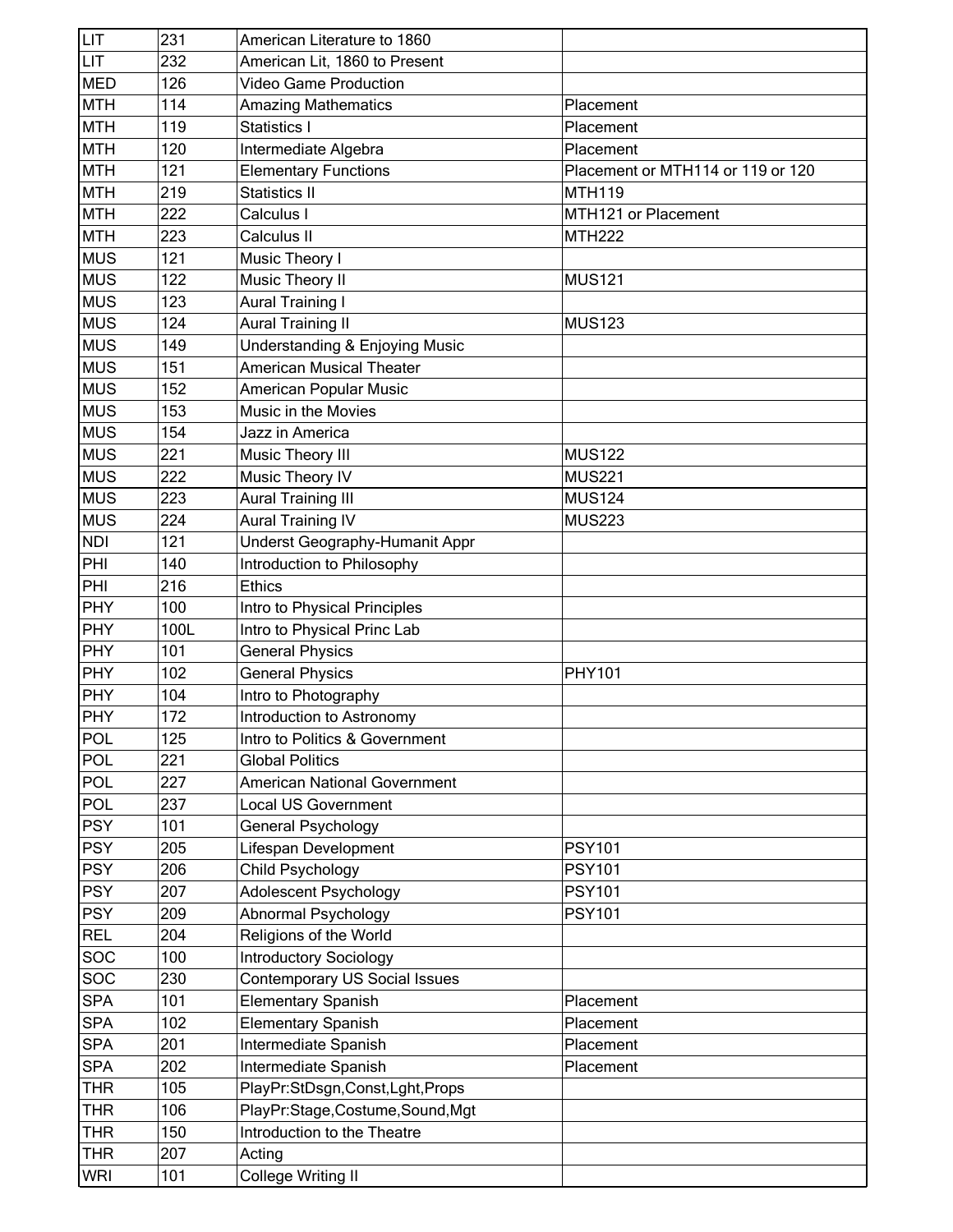| | | | |
|---|---|---|---|
| LIT | 231 | American Literature to 1860 | |
| LIT | 232 | American Lit, 1860 to Present | |
| MED | 126 | Video Game Production | |
| MTH | 114 | Amazing Mathematics | Placement |
| MTH | 119 | Statistics I | Placement |
| MTH | 120 | Intermediate Algebra | Placement |
| MTH | 121 | Elementary Functions | Placement or MTH114 or 119 or 120 |
| MTH | 219 | Statistics II | MTH119 |
| MTH | 222 | Calculus I | MTH121 or Placement |
| MTH | 223 | Calculus II | MTH222 |
| MUS | 121 | Music Theory I | |
| MUS | 122 | Music Theory II | MUS121 |
| MUS | 123 | Aural Training I | |
| MUS | 124 | Aural Training II | MUS123 |
| MUS | 149 | Understanding & Enjoying Music | |
| MUS | 151 | American Musical Theater | |
| MUS | 152 | American Popular Music | |
| MUS | 153 | Music in the Movies | |
| MUS | 154 | Jazz in America | |
| MUS | 221 | Music Theory III | MUS122 |
| MUS | 222 | Music Theory IV | MUS221 |
| MUS | 223 | Aural Training III | MUS124 |
| MUS | 224 | Aural Training IV | MUS223 |
| NDI | 121 | Underst Geography-Humanit Appr | |
| PHI | 140 | Introduction to Philosophy | |
| PHI | 216 | Ethics | |
| PHY | 100 | Intro to Physical Principles | |
| PHY | 100L | Intro to Physical Princ Lab | |
| PHY | 101 | General Physics | |
| PHY | 102 | General Physics | PHY101 |
| PHY | 104 | Intro to Photography | |
| PHY | 172 | Introduction to Astronomy | |
| POL | 125 | Intro to Politics & Government | |
| POL | 221 | Global Politics | |
| POL | 227 | American National Government | |
| POL | 237 | Local US Government | |
| PSY | 101 | General Psychology | |
| PSY | 205 | Lifespan Development | PSY101 |
| PSY | 206 | Child Psychology | PSY101 |
| PSY | 207 | Adolescent Psychology | PSY101 |
| PSY | 209 | Abnormal Psychology | PSY101 |
| REL | 204 | Religions of the World | |
| SOC | 100 | Introductory Sociology | |
| SOC | 230 | Contemporary US Social Issues | |
| SPA | 101 | Elementary Spanish | Placement |
| SPA | 102 | Elementary Spanish | Placement |
| SPA | 201 | Intermediate Spanish | Placement |
| SPA | 202 | Intermediate Spanish | Placement |
| THR | 105 | PlayPr:StDsgn,Const,Lght,Props | |
| THR | 106 | PlayPr:Stage,Costume,Sound,Mgt | |
| THR | 150 | Introduction to the Theatre | |
| THR | 207 | Acting | |
| WRI | 101 | College Writing II | |